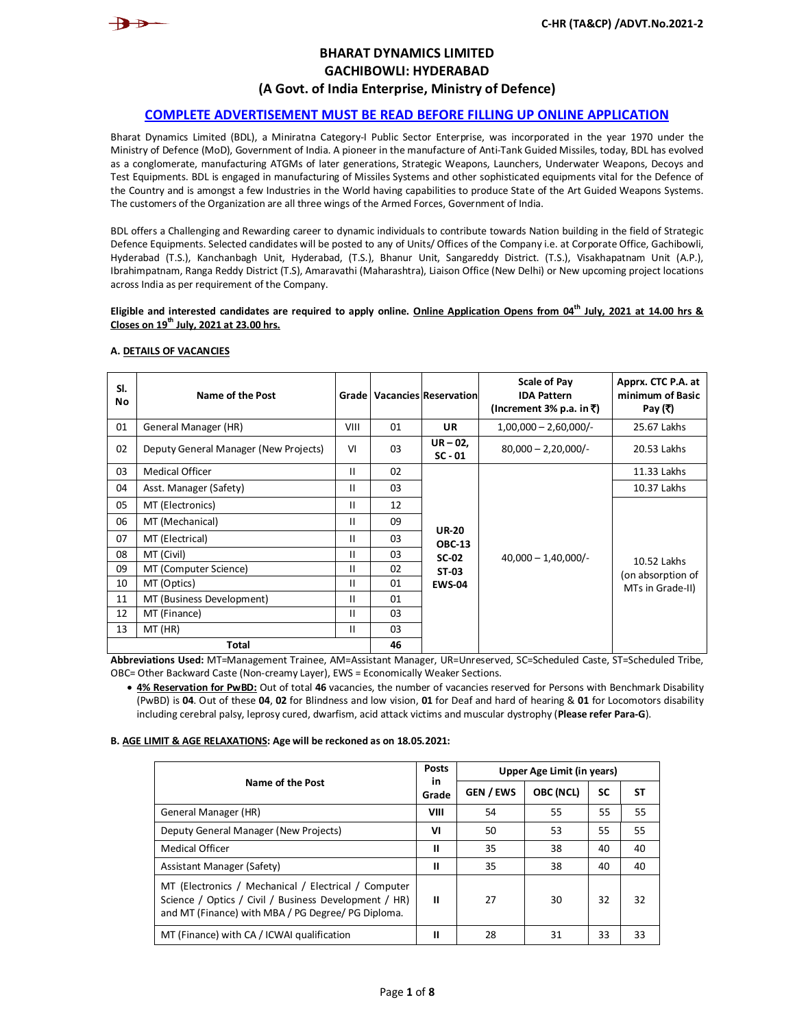C-HR (TA&CP) /ADVT.No.2021-2

# BHARAT DYNAMICS LIMITED
# GACHIBOWLI: HYDERABAD
## (A Govt. of India Enterprise, Ministry of Defence)

**COMPLETE ADVERTISEMENT MUST BE READ BEFORE FILLING UP ONLINE APPLICATION**

Bharat Dynamics Limited (BDL), a Miniratna Category-I Public Sector Enterprise, was incorporated in the year 1970 under the Ministry of Defence (MoD), Government of India. A pioneer in the manufacture of Anti-Tank Guided Missiles, today, BDL has evolved as a conglomerate, manufacturing ATGMs of later generations, Strategic Weapons, Launchers, Underwater Weapons, Decoys and Test Equipments. BDL is engaged in manufacturing of Missiles Systems and other sophisticated equipments vital for the Defence of the Country and is amongst a few Industries in the World having capabilities to produce State of the Art Guided Weapons Systems. The customers of the Organization are all three wings of the Armed Forces, Government of India.

BDL offers a Challenging and Rewarding career to dynamic individuals to contribute towards Nation building in the field of Strategic Defence Equipments. Selected candidates will be posted to any of Units/ Offices of the Company i.e. at Corporate Office, Gachibowli, Hyderabad (T.S.), Kanchanbagh Unit, Hyderabad, (T.S.), Bhanur Unit, Sangareddy District. (T.S.), Visakhapatnam Unit (A.P.), Ibrahimpatnam, Ranga Reddy District (T.S), Amaravathi (Maharashtra), Liaison Office (New Delhi) or New upcoming project locations across India as per requirement of the Company.

**Eligible and interested candidates are required to apply online. Online Application Opens from 04th July, 2021 at 14.00 hrs & Closes on 19th July, 2021 at 23.00 hrs.**

**A. DETAILS OF VACANCIES**

| Sl. No | Name of the Post | Grade | Vacancies | Reservation | Scale of Pay IDA Pattern (Increment 3% p.a. in ₹) | Apprx. CTC P.A. at minimum of Basic Pay (₹) |
|---|---|---|---|---|---|---|
| 01 | General Manager (HR) | VIII | 01 | **UR** | 1,00,000 – 2,60,000/- | 25.67 Lakhs |
| 02 | Deputy General Manager (New Projects) | VI | 03 | **UR – 02, SC - 01** | 80,000 – 2,20,000/- | 20.53 Lakhs |
| 03 | Medical Officer | II | 02 | **UR-20 OBC-13 SC-02 ST-03 EWS-04** | 40,000 – 1,40,000/- | 11.33 Lakhs |
| 04 | Asst. Manager (Safety) | II | 03 | | | 10.37 Lakhs |
| 05 | MT (Electronics) | II | 12 | | | 10.52 Lakhs (on absorption of MTs in Grade-II) |
| 06 | MT (Mechanical) | II | 09 | | | |
| 07 | MT (Electrical) | II | 03 | | | |
| 08 | MT (Civil) | II | 03 | | | |
| 09 | MT (Computer Science) | II | 02 | | | |
| 10 | MT (Optics) | II | 01 | | | |
| 11 | MT (Business Development) | II | 01 | | | |
| 12 | MT (Finance) | II | 03 | | | |
| 13 | MT (HR) | II | 03 | | | |
| | **Total** | | **46** | | | |

**Abbreviations Used:** MT=Management Trainee, AM=Assistant Manager, UR=Unreserved, SC=Scheduled Caste, ST=Scheduled Tribe, OBC= Other Backward Caste (Non-creamy Layer), EWS = Economically Weaker Sections.

- **4% Reservation for PwBD:** Out of total **46** vacancies, the number of vacancies reserved for Persons with Benchmark Disability (PwBD) is **04**. Out of these **04**, **02** for Blindness and low vision, **01** for Deaf and hard of hearing & **01** for Locomotors disability including cerebral palsy, leprosy cured, dwarfism, acid attack victims and muscular dystrophy (**Please refer Para-G**).

**B. AGE LIMIT & AGE RELAXATIONS: Age will be reckoned as on 18.05.2021:**

| Name of the Post | Posts in Grade | Upper Age Limit (in years) | | | |
|---|---|---|---|---|---|
| | | GEN / EWS | OBC (NCL) | SC | ST |
| General Manager (HR) | **VIII** | 54 | 55 | 55 | 55 |
| Deputy General Manager (New Projects) | **VI** | 50 | 53 | 55 | 55 |
| Medical Officer | **II** | 35 | 38 | 40 | 40 |
| Assistant Manager (Safety) | **II** | 35 | 38 | 40 | 40 |
| MT (Electronics / Mechanical / Electrical / Computer Science / Optics / Civil / Business Development / HR) and MT (Finance) with MBA / PG Degree/ PG Diploma. | **II** | 27 | 30 | 32 | 32 |
| MT (Finance) with CA / ICWAI qualification | **II** | 28 | 31 | 33 | 33 |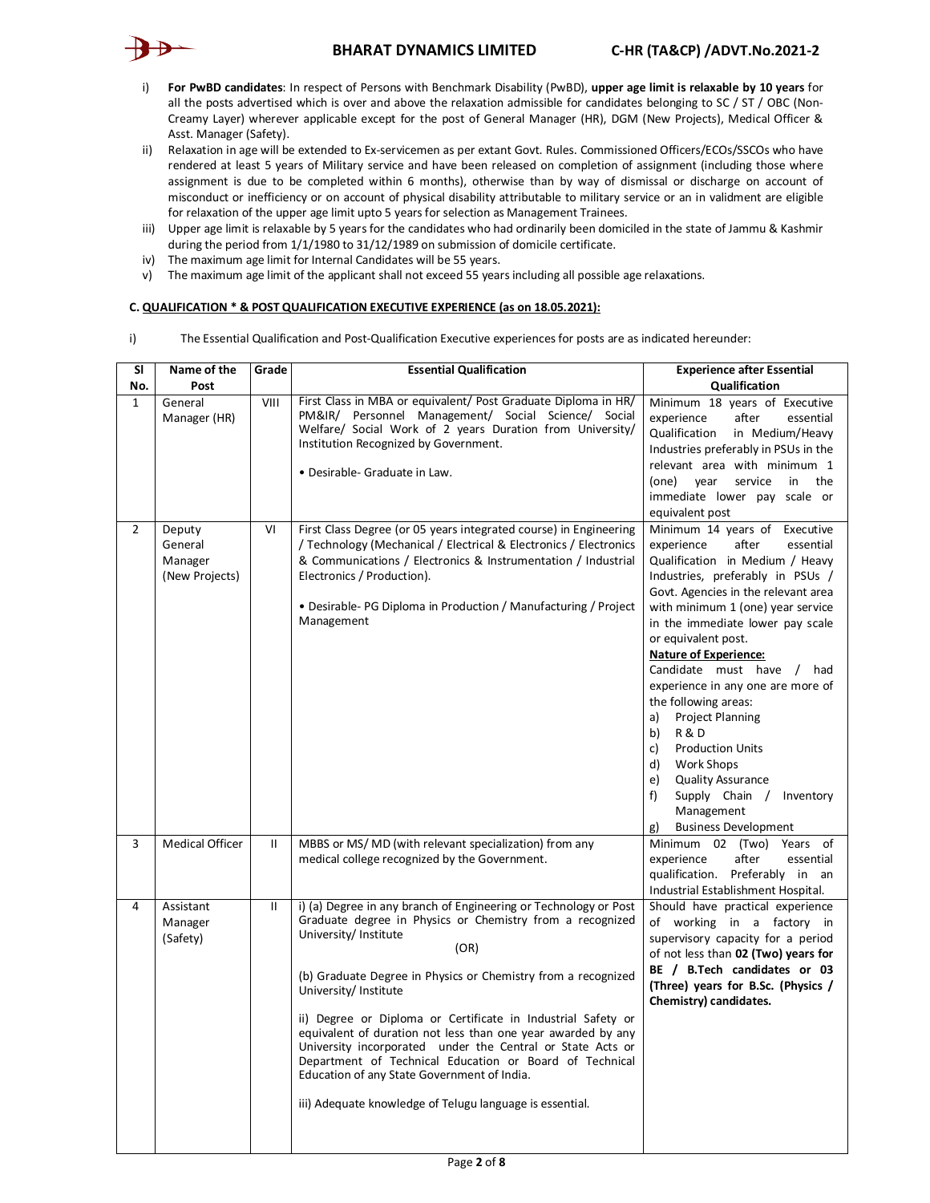i) **For PwBD candidates**: In respect of Persons with Benchmark Disability (PwBD), **upper age limit is relaxable by 10 years** for all the posts advertised which is over and above the relaxation admissible for candidates belonging to SC / ST / OBC (Non-Creamy Layer) wherever applicable except for the post of General Manager (HR), DGM (New Projects), Medical Officer & Asst. Manager (Safety).

ii) Relaxation in age will be extended to Ex-servicemen as per extant Govt. Rules. Commissioned Officers/ECOs/SSCOs who have rendered at least 5 years of Military service and have been released on completion of assignment (including those where assignment is due to be completed within 6 months), otherwise than by way of dismissal or discharge on account of misconduct or inefficiency or on account of physical disability attributable to military service or an in validment are eligible for relaxation of the upper age limit upto 5 years for selection as Management Trainees.

iii) Upper age limit is relaxable by 5 years for the candidates who had ordinarily been domiciled in the state of Jammu & Kashmir during the period from 1/1/1980 to 31/12/1989 on submission of domicile certificate.

iv) The maximum age limit for Internal Candidates will be 55 years.

v) The maximum age limit of the applicant shall not exceed 55 years including all possible age relaxations.

**C. QUALIFICATION * & POST QUALIFICATION EXECUTIVE EXPERIENCE (as on 18.05.2021):**

i) The Essential Qualification and Post-Qualification Executive experiences for posts are as indicated hereunder:

| Sl No. | Name of the Post | Grade | Essential Qualification | Experience after Essential Qualification |
|---|---|---|---|---|
| 1 | General Manager (HR) | VIII | First Class in MBA or equivalent/ Post Graduate Diploma in HR/ PM&IR/ Personnel Management/ Social Science/ Social Welfare/ Social Work of 2 years Duration from University/ Institution Recognized by Government.<br><br>• Desirable- Graduate in Law. | Minimum 18 years of Executive experience after essential Qualification in Medium/Heavy Industries preferably in PSUs in the relevant area with minimum 1 (one) year service in the immediate lower pay scale or equivalent post |
| 2 | Deputy General Manager (New Projects) | VI | First Class Degree (or 05 years integrated course) in Engineering / Technology (Mechanical / Electrical & Electronics / Electronics & Communications / Electronics & Instrumentation / Industrial Electronics / Production).<br><br>• Desirable- PG Diploma in Production / Manufacturing / Project Management | Minimum 14 years of Executive experience after essential Qualification in Medium / Heavy Industries, preferably in PSUs / Govt. Agencies in the relevant area with minimum 1 (one) year service in the immediate lower pay scale or equivalent post.<br>**Nature of Experience:**<br>Candidate must have / had experience in any one are more of the following areas:<br>a) Project Planning<br>b) R & D<br>c) Production Units<br>d) Work Shops<br>e) Quality Assurance<br>f) Supply Chain / Inventory Management<br>g) Business Development |
| 3 | Medical Officer | II | MBBS or MS/ MD (with relevant specialization) from any medical college recognized by the Government. | Minimum 02 (Two) Years of experience after essential qualification. Preferably in an Industrial Establishment Hospital. |
| 4 | Assistant Manager (Safety) | II | i) (a) Degree in any branch of Engineering or Technology or Post Graduate degree in Physics or Chemistry from a recognized University/ Institute<br>(OR)<br>(b) Graduate Degree in Physics or Chemistry from a recognized University/ Institute<br><br>ii) Degree or Diploma or Certificate in Industrial Safety or equivalent of duration not less than one year awarded by any University incorporated under the Central or State Acts or Department of Technical Education or Board of Technical Education of any State Government of India.<br><br>iii) Adequate knowledge of Telugu language is essential. | Should have practical experience of working in a factory in supervisory capacity for a period of not less than **02 (Two) years for BE / B.Tech candidates or 03 (Three) years for B.Sc. (Physics / Chemistry) candidates.** |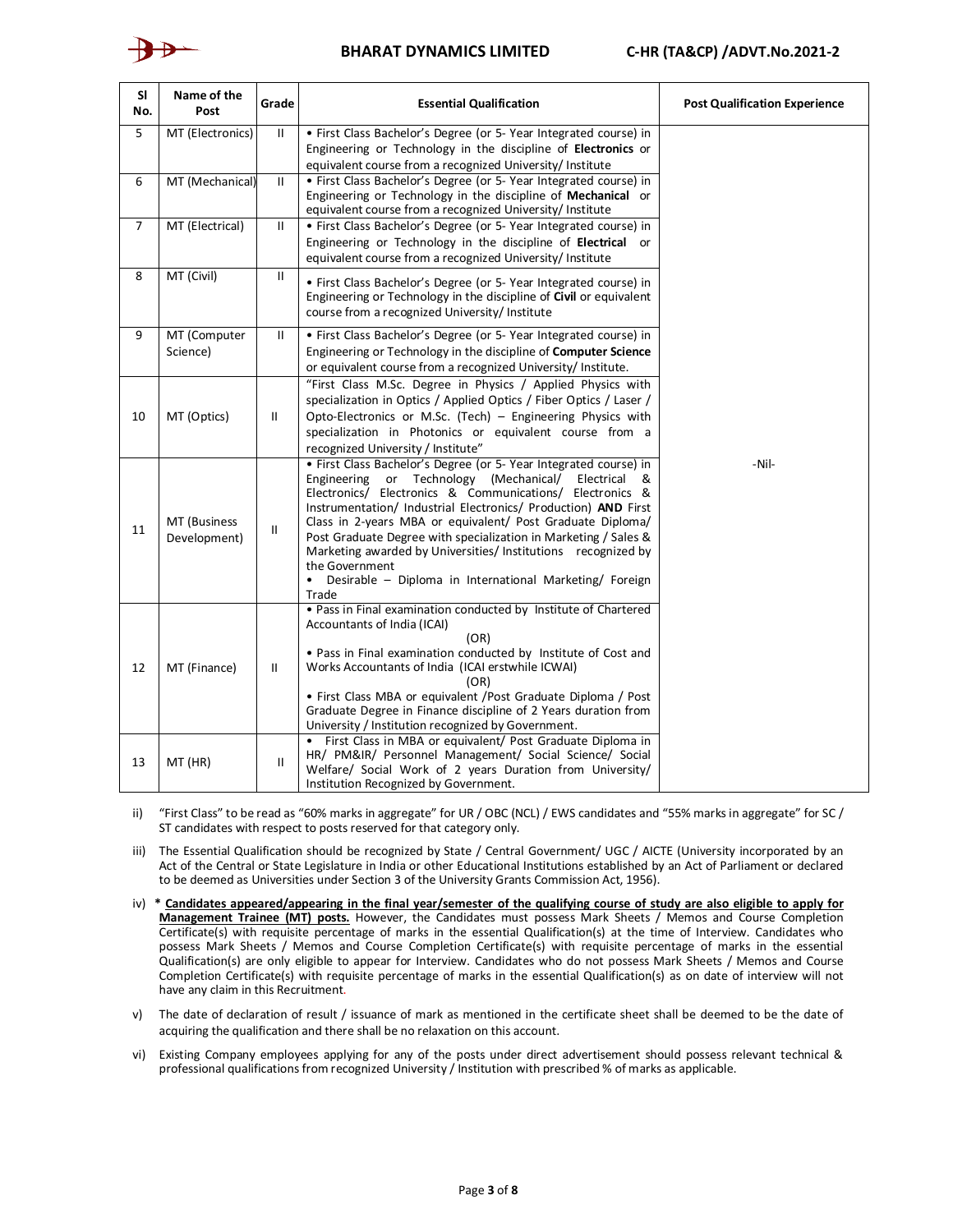| Sl No. | Name of the Post | Grade | Essential Qualification | Post Qualification Experience |
|---|---|---|---|---|
| 5 | MT (Electronics) | II | • First Class Bachelor's Degree (or 5- Year Integrated course) in Engineering or Technology in the discipline of **Electronics** or equivalent course from a recognized University/ Institute | -Nil- |
| 6 | MT (Mechanical) | II | • First Class Bachelor's Degree (or 5- Year Integrated course) in Engineering or Technology in the discipline of **Mechanical** or equivalent course from a recognized University/ Institute | |
| 7 | MT (Electrical) | II | • First Class Bachelor's Degree (or 5- Year Integrated course) in Engineering or Technology in the discipline of **Electrical** or equivalent course from a recognized University/ Institute | |
| 8 | MT (Civil) | II | • First Class Bachelor's Degree (or 5- Year Integrated course) in Engineering or Technology in the discipline of **Civil** or equivalent course from a recognized University/ Institute | |
| 9 | MT (Computer Science) | II | • First Class Bachelor's Degree (or 5- Year Integrated course) in Engineering or Technology in the discipline of **Computer Science** or equivalent course from a recognized University/ Institute. | |
| 10 | MT (Optics) | II | "First Class M.Sc. Degree in Physics / Applied Physics with specialization in Optics / Applied Optics / Fiber Optics / Laser / Opto-Electronics or M.Sc. (Tech) – Engineering Physics with specialization in Photonics or equivalent course from a recognized University / Institute" | |
| 11 | MT (Business Development) | II | • First Class Bachelor's Degree (or 5- Year Integrated course) in Engineering or Technology (Mechanical/ Electrical & Electronics/ Electronics & Communications/ Electronics & Instrumentation/ Industrial Electronics/ Production) **AND** First Class in 2-years MBA or equivalent/ Post Graduate Diploma/ Post Graduate Degree with specialization in Marketing / Sales & Marketing awarded by Universities/ Institutions recognized by the Government<br>• Desirable – Diploma in International Marketing/ Foreign Trade | |
| 12 | MT (Finance) | II | • Pass in Final examination conducted by Institute of Chartered Accountants of India (ICAI)<br>(OR)<br>• Pass in Final examination conducted by Institute of Cost and Works Accountants of India (ICAI erstwhile ICWAI)<br>(OR)<br>• First Class MBA or equivalent /Post Graduate Diploma / Post Graduate Degree in Finance discipline of 2 Years duration from University / Institution recognized by Government. | |
| 13 | MT (HR) | II | • First Class in MBA or equivalent/ Post Graduate Diploma in HR/ PM&IR/ Personnel Management/ Social Science/ Social Welfare/ Social Work of 2 years Duration from University/ Institution Recognized by Government. | |

ii) "First Class" to be read as "60% marks in aggregate" for UR / OBC (NCL) / EWS candidates and "55% marks in aggregate" for SC / ST candidates with respect to posts reserved for that category only.

iii) The Essential Qualification should be recognized by State / Central Government/ UGC / AICTE (University incorporated by an Act of the Central or State Legislature in India or other Educational Institutions established by an Act of Parliament or declared to be deemed as Universities under Section 3 of the University Grants Commission Act, 1956).

iv) **\* Candidates appeared/appearing in the final year/semester of the qualifying course of study are also eligible to apply for Management Trainee (MT) posts.** However, the Candidates must possess Mark Sheets / Memos and Course Completion Certificate(s) with requisite percentage of marks in the essential Qualification(s) at the time of Interview. Candidates who possess Mark Sheets / Memos and Course Completion Certificate(s) with requisite percentage of marks in the essential Qualification(s) are only eligible to appear for Interview. Candidates who do not possess Mark Sheets / Memos and Course Completion Certificate(s) with requisite percentage of marks in the essential Qualification(s) as on date of interview will not have any claim in this Recruitment.

v) The date of declaration of result / issuance of mark as mentioned in the certificate sheet shall be deemed to be the date of acquiring the qualification and there shall be no relaxation on this account.

vi) Existing Company employees applying for any of the posts under direct advertisement should possess relevant technical & professional qualifications from recognized University / Institution with prescribed % of marks as applicable.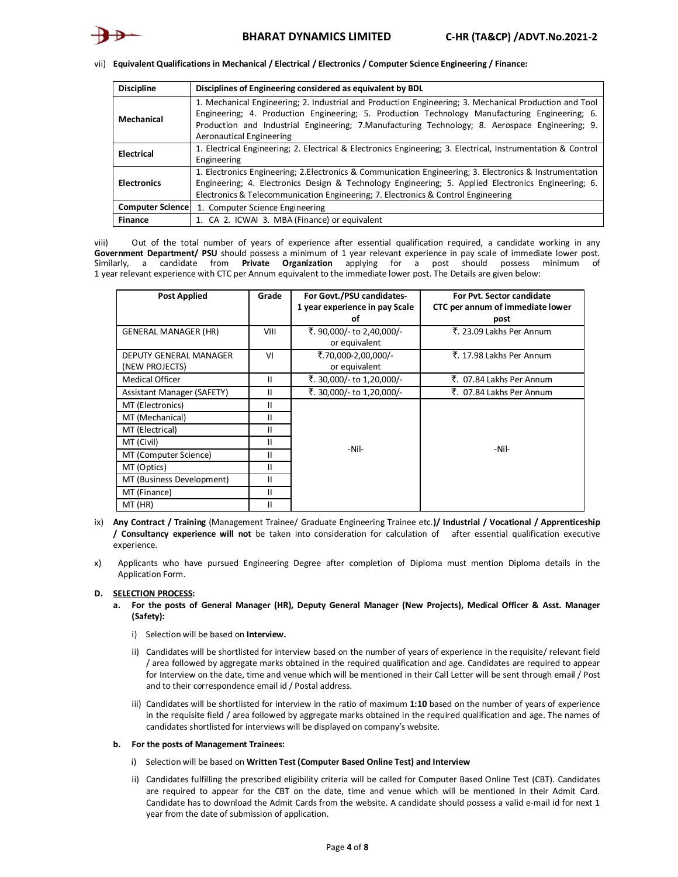vii) **Equivalent Qualifications in Mechanical / Electrical / Electronics / Computer Science Engineering / Finance:**

| Discipline | Disciplines of Engineering considered as equivalent by BDL |
|---|---|
| **Mechanical** | 1. Mechanical Engineering; 2. Industrial and Production Engineering; 3. Mechanical Production and Tool Engineering; 4. Production Engineering; 5. Production Technology Manufacturing Engineering; 6. Production and Industrial Engineering; 7.Manufacturing Technology; 8. Aerospace Engineering; 9. Aeronautical Engineering |
| **Electrical** | 1. Electrical Engineering; 2. Electrical & Electronics Engineering; 3. Electrical, Instrumentation & Control Engineering |
| **Electronics** | 1. Electronics Engineering; 2.Electronics & Communication Engineering; 3. Electronics & Instrumentation Engineering; 4. Electronics Design & Technology Engineering; 5. Applied Electronics Engineering; 6. Electronics & Telecommunication Engineering; 7. Electronics & Control Engineering |
| **Computer Science** | 1. Computer Science Engineering |
| **Finance** | 1. CA 2. ICWAI 3. MBA (Finance) or equivalent |

viii) Out of the total number of years of experience after essential qualification required, a candidate working in any **Government Department/ PSU** should possess a minimum of 1 year relevant experience in pay scale of immediate lower post. Similarly, a candidate from **Private Organization** applying for a post should possess minimum of 1 year relevant experience with CTC per Annum equivalent to the immediate lower post. The Details are given below:

| Post Applied | Grade | For Govt./PSU candidates- 1 year experience in pay Scale of | For Pvt. Sector candidate CTC per annum of immediate lower post |
|---|---|---|---|
| GENERAL MANAGER (HR) | VIII | ₹. 90,000/- to 2,40,000/- or equivalent | ₹. 23.09 Lakhs Per Annum |
| DEPUTY GENERAL MANAGER (NEW PROJECTS) | VI | ₹.70,000-2,00,000/- or equivalent | ₹. 17.98 Lakhs Per Annum |
| Medical Officer | II | ₹. 30,000/- to 1,20,000/- | ₹. 07.84 Lakhs Per Annum |
| Assistant Manager (SAFETY) | II | ₹. 30,000/- to 1,20,000/- | ₹. 07.84 Lakhs Per Annum |
| MT (Electronics) | II | -Nil- | -Nil- |
| MT (Mechanical) | II | | |
| MT (Electrical) | II | | |
| MT (Civil) | II | | |
| MT (Computer Science) | II | | |
| MT (Optics) | II | | |
| MT (Business Development) | II | | |
| MT (Finance) | II | | |
| MT (HR) | II | | |

ix) **Any Contract / Training** (Management Trainee/ Graduate Engineering Trainee etc.)**/ Industrial / Vocational / Apprenticeship / Consultancy experience will not** be taken into consideration for calculation of after essential qualification executive experience.

x) Applicants who have pursued Engineering Degree after completion of Diploma must mention Diploma details in the Application Form.

**D. SELECTION PROCESS:**

**a. For the posts of General Manager (HR), Deputy General Manager (New Projects), Medical Officer & Asst. Manager (Safety):**

i) Selection will be based on **Interview.**

ii) Candidates will be shortlisted for interview based on the number of years of experience in the requisite/ relevant field / area followed by aggregate marks obtained in the required qualification and age. Candidates are required to appear for Interview on the date, time and venue which will be mentioned in their Call Letter will be sent through email / Post and to their correspondence email id / Postal address.

iii) Candidates will be shortlisted for interview in the ratio of maximum **1:10** based on the number of years of experience in the requisite field / area followed by aggregate marks obtained in the required qualification and age. The names of candidates shortlisted for interviews will be displayed on company's website.

**b. For the posts of Management Trainees:**

i) Selection will be based on **Written Test (Computer Based Online Test) and Interview**

ii) Candidates fulfilling the prescribed eligibility criteria will be called for Computer Based Online Test (CBT). Candidates are required to appear for the CBT on the date, time and venue which will be mentioned in their Admit Card. Candidate has to download the Admit Cards from the website. A candidate should possess a valid e-mail id for next 1 year from the date of submission of application.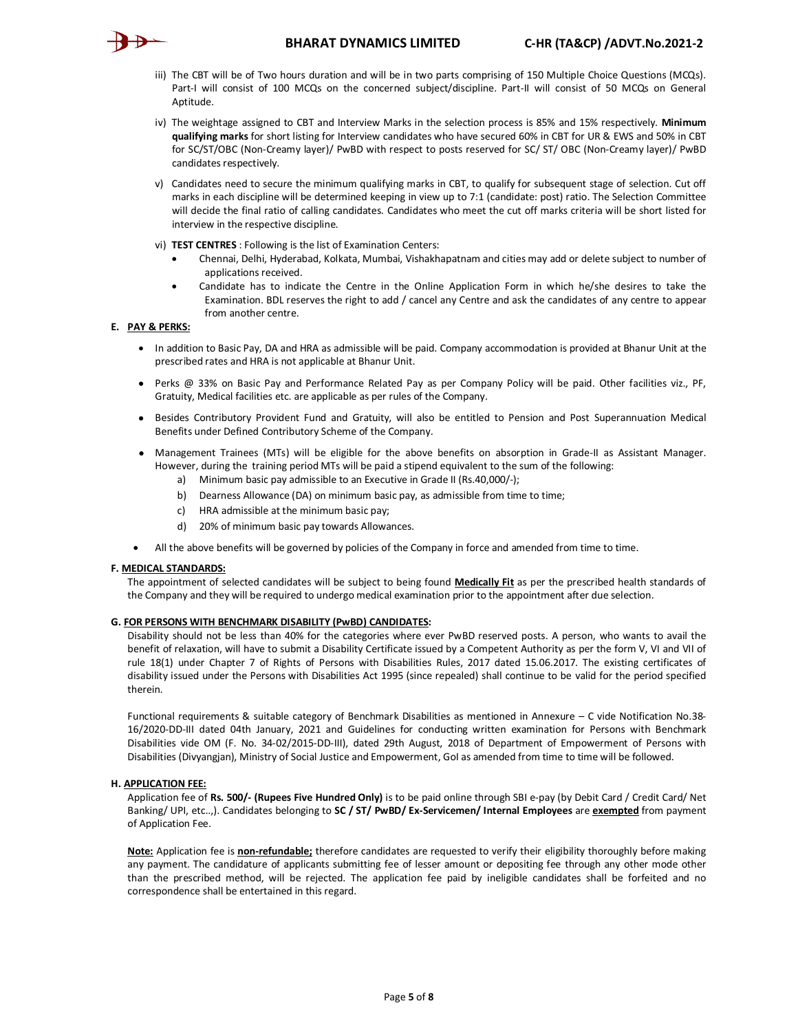iii) The CBT will be of Two hours duration and will be in two parts comprising of 150 Multiple Choice Questions (MCQs). Part-I will consist of 100 MCQs on the concerned subject/discipline. Part-II will consist of 50 MCQs on General Aptitude.

iv) The weightage assigned to CBT and Interview Marks in the selection process is 85% and 15% respectively. **Minimum qualifying marks** for short listing for Interview candidates who have secured 60% in CBT for UR & EWS and 50% in CBT for SC/ST/OBC (Non-Creamy layer)/ PwBD with respect to posts reserved for SC/ ST/ OBC (Non-Creamy layer)/ PwBD candidates respectively.

v) Candidates need to secure the minimum qualifying marks in CBT, to qualify for subsequent stage of selection. Cut off marks in each discipline will be determined keeping in view up to 7:1 (candidate: post) ratio. The Selection Committee will decide the final ratio of calling candidates. Candidates who meet the cut off marks criteria will be short listed for interview in the respective discipline.

vi) **TEST CENTRES** : Following is the list of Examination Centers:

- Chennai, Delhi, Hyderabad, Kolkata, Mumbai, Vishakhapatnam and cities may add or delete subject to number of applications received.
- Candidate has to indicate the Centre in the Online Application Form in which he/she desires to take the Examination. BDL reserves the right to add / cancel any Centre and ask the candidates of any centre to appear from another centre.

## E. PAY & PERKS:

- In addition to Basic Pay, DA and HRA as admissible will be paid. Company accommodation is provided at Bhanur Unit at the prescribed rates and HRA is not applicable at Bhanur Unit.
- Perks @ 33% on Basic Pay and Performance Related Pay as per Company Policy will be paid. Other facilities viz., PF, Gratuity, Medical facilities etc. are applicable as per rules of the Company.
- Besides Contributory Provident Fund and Gratuity, will also be entitled to Pension and Post Superannuation Medical Benefits under Defined Contributory Scheme of the Company.
- Management Trainees (MTs) will be eligible for the above benefits on absorption in Grade-II as Assistant Manager. However, during the training period MTs will be paid a stipend equivalent to the sum of the following:
  a) Minimum basic pay admissible to an Executive in Grade II (Rs.40,000/-);
  b) Dearness Allowance (DA) on minimum basic pay, as admissible from time to time;
  c) HRA admissible at the minimum basic pay;
  d) 20% of minimum basic pay towards Allowances.
- All the above benefits will be governed by policies of the Company in force and amended from time to time.

## F. MEDICAL STANDARDS:

The appointment of selected candidates will be subject to being found **Medically Fit** as per the prescribed health standards of the Company and they will be required to undergo medical examination prior to the appointment after due selection.

## G. FOR PERSONS WITH BENCHMARK DISABILITY (PwBD) CANDIDATES:

Disability should not be less than 40% for the categories where ever PwBD reserved posts. A person, who wants to avail the benefit of relaxation, will have to submit a Disability Certificate issued by a Competent Authority as per the form V, VI and VII of rule 18(1) under Chapter 7 of Rights of Persons with Disabilities Rules, 2017 dated 15.06.2017. The existing certificates of disability issued under the Persons with Disabilities Act 1995 (since repealed) shall continue to be valid for the period specified therein.

Functional requirements & suitable category of Benchmark Disabilities as mentioned in Annexure – C vide Notification No.38-16/2020-DD-III dated 04th January, 2021 and Guidelines for conducting written examination for Persons with Benchmark Disabilities vide OM (F. No. 34-02/2015-DD-III), dated 29th August, 2018 of Department of Empowerment of Persons with Disabilities (Divyangjan), Ministry of Social Justice and Empowerment, GoI as amended from time to time will be followed.

## H. APPLICATION FEE:

Application fee of **Rs. 500/- (Rupees Five Hundred Only)** is to be paid online through SBI e-pay (by Debit Card / Credit Card/ Net Banking/ UPI, etc..,). Candidates belonging to **SC / ST/ PwBD/ Ex-Servicemen/ Internal Employees** are **exempted** from payment of Application Fee.

**Note:** Application fee is **non-refundable;** therefore candidates are requested to verify their eligibility thoroughly before making any payment. The candidature of applicants submitting fee of lesser amount or depositing fee through any other mode other than the prescribed method, will be rejected. The application fee paid by ineligible candidates shall be forfeited and no correspondence shall be entertained in this regard.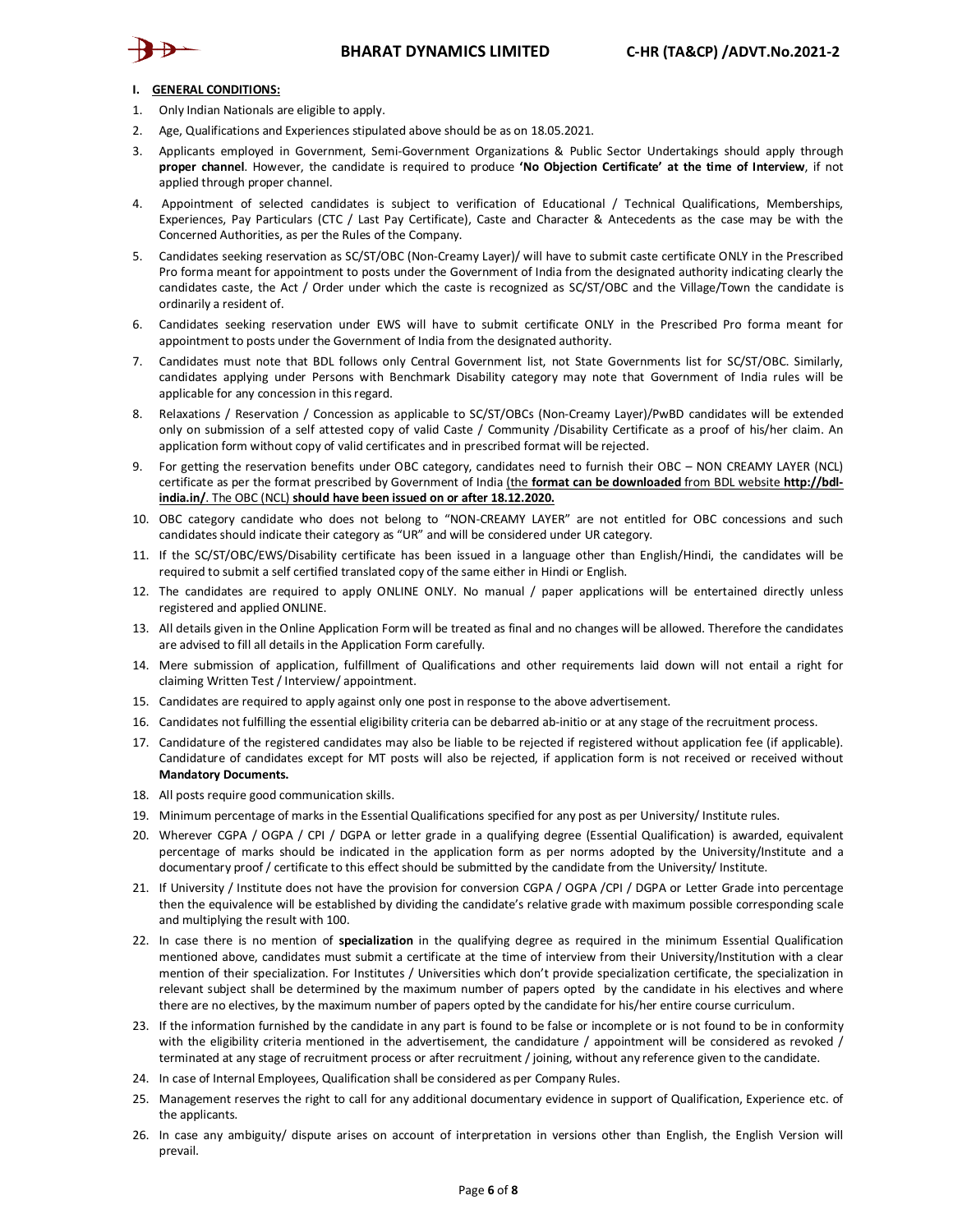## I. GENERAL CONDITIONS:

1. Only Indian Nationals are eligible to apply.
2. Age, Qualifications and Experiences stipulated above should be as on 18.05.2021.
3. Applicants employed in Government, Semi-Government Organizations & Public Sector Undertakings should apply through **proper channel**. However, the candidate is required to produce **'No Objection Certificate' at the time of Interview**, if not applied through proper channel.
4. Appointment of selected candidates is subject to verification of Educational / Technical Qualifications, Memberships, Experiences, Pay Particulars (CTC / Last Pay Certificate), Caste and Character & Antecedents as the case may be with the Concerned Authorities, as per the Rules of the Company.
5. Candidates seeking reservation as SC/ST/OBC (Non-Creamy Layer)/ will have to submit caste certificate ONLY in the Prescribed Pro forma meant for appointment to posts under the Government of India from the designated authority indicating clearly the candidates caste, the Act / Order under which the caste is recognized as SC/ST/OBC and the Village/Town the candidate is ordinarily a resident of.
6. Candidates seeking reservation under EWS will have to submit certificate ONLY in the Prescribed Pro forma meant for appointment to posts under the Government of India from the designated authority.
7. Candidates must note that BDL follows only Central Government list, not State Governments list for SC/ST/OBC. Similarly, candidates applying under Persons with Benchmark Disability category may note that Government of India rules will be applicable for any concession in this regard.
8. Relaxations / Reservation / Concession as applicable to SC/ST/OBCs (Non-Creamy Layer)/PwBD candidates will be extended only on submission of a self attested copy of valid Caste / Community /Disability Certificate as a proof of his/her claim. An application form without copy of valid certificates and in prescribed format will be rejected.
9. For getting the reservation benefits under OBC category, candidates need to furnish their OBC – NON CREAMY LAYER (NCL) certificate as per the format prescribed by Government of India (the **format can be downloaded** from BDL website **http://bdl-india.in/**. The OBC (NCL) **should have been issued on or after 18.12.2020.**
10. OBC category candidate who does not belong to "NON-CREAMY LAYER" are not entitled for OBC concessions and such candidates should indicate their category as "UR" and will be considered under UR category.
11. If the SC/ST/OBC/EWS/Disability certificate has been issued in a language other than English/Hindi, the candidates will be required to submit a self certified translated copy of the same either in Hindi or English.
12. The candidates are required to apply ONLINE ONLY. No manual / paper applications will be entertained directly unless registered and applied ONLINE.
13. All details given in the Online Application Form will be treated as final and no changes will be allowed. Therefore the candidates are advised to fill all details in the Application Form carefully.
14. Mere submission of application, fulfillment of Qualifications and other requirements laid down will not entail a right for claiming Written Test / Interview/ appointment.
15. Candidates are required to apply against only one post in response to the above advertisement.
16. Candidates not fulfilling the essential eligibility criteria can be debarred ab-initio or at any stage of the recruitment process.
17. Candidature of the registered candidates may also be liable to be rejected if registered without application fee (if applicable). Candidature of candidates except for MT posts will also be rejected, if application form is not received or received without **Mandatory Documents.**
18. All posts require good communication skills.
19. Minimum percentage of marks in the Essential Qualifications specified for any post as per University/ Institute rules.
20. Wherever CGPA / OGPA / CPI / DGPA or letter grade in a qualifying degree (Essential Qualification) is awarded, equivalent percentage of marks should be indicated in the application form as per norms adopted by the University/Institute and a documentary proof / certificate to this effect should be submitted by the candidate from the University/ Institute.
21. If University / Institute does not have the provision for conversion CGPA / OGPA /CPI / DGPA or Letter Grade into percentage then the equivalence will be established by dividing the candidate's relative grade with maximum possible corresponding scale and multiplying the result with 100.
22. In case there is no mention of **specialization** in the qualifying degree as required in the minimum Essential Qualification mentioned above, candidates must submit a certificate at the time of interview from their University/Institution with a clear mention of their specialization. For Institutes / Universities which don't provide specialization certificate, the specialization in relevant subject shall be determined by the maximum number of papers opted by the candidate in his electives and where there are no electives, by the maximum number of papers opted by the candidate for his/her entire course curriculum.
23. If the information furnished by the candidate in any part is found to be false or incomplete or is not found to be in conformity with the eligibility criteria mentioned in the advertisement, the candidature / appointment will be considered as revoked / terminated at any stage of recruitment process or after recruitment / joining, without any reference given to the candidate.
24. In case of Internal Employees, Qualification shall be considered as per Company Rules.
25. Management reserves the right to call for any additional documentary evidence in support of Qualification, Experience etc. of the applicants.
26. In case any ambiguity/ dispute arises on account of interpretation in versions other than English, the English Version will prevail.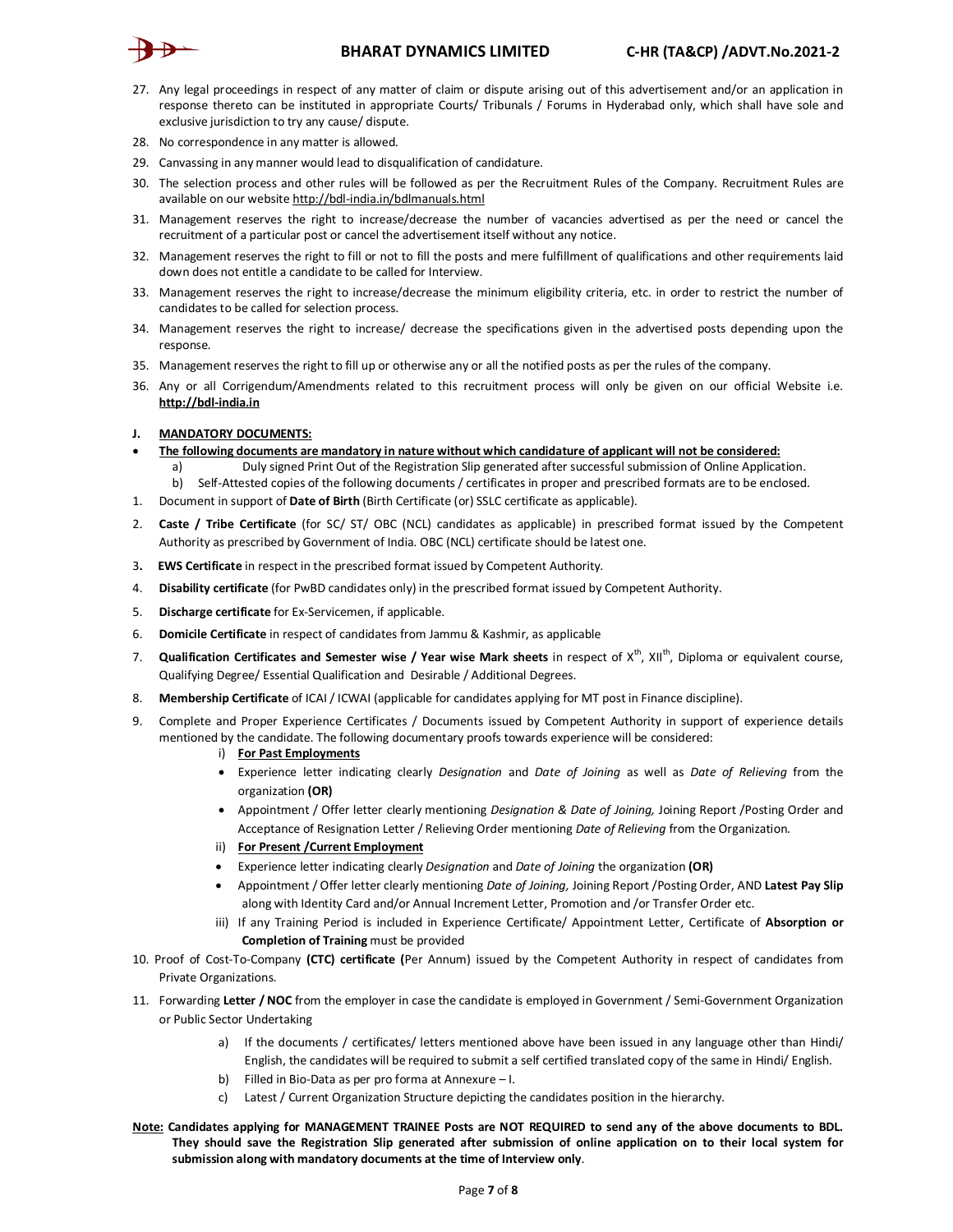27. Any legal proceedings in respect of any matter of claim or dispute arising out of this advertisement and/or an application in response thereto can be instituted in appropriate Courts/ Tribunals / Forums in Hyderabad only, which shall have sole and exclusive jurisdiction to try any cause/ dispute.
28. No correspondence in any matter is allowed.
29. Canvassing in any manner would lead to disqualification of candidature.
30. The selection process and other rules will be followed as per the Recruitment Rules of the Company. Recruitment Rules are available on our website http://bdl-india.in/bdlmanuals.html
31. Management reserves the right to increase/decrease the number of vacancies advertised as per the need or cancel the recruitment of a particular post or cancel the advertisement itself without any notice.
32. Management reserves the right to fill or not to fill the posts and mere fulfillment of qualifications and other requirements laid down does not entitle a candidate to be called for Interview.
33. Management reserves the right to increase/decrease the minimum eligibility criteria, etc. in order to restrict the number of candidates to be called for selection process.
34. Management reserves the right to increase/ decrease the specifications given in the advertised posts depending upon the response.
35. Management reserves the right to fill up or otherwise any or all the notified posts as per the rules of the company.
36. Any or all Corrigendum/Amendments related to this recruitment process will only be given on our official Website i.e. **http://bdl-india.in**

## J. MANDATORY DOCUMENTS:

- **The following documents are mandatory in nature without which candidature of applicant will not be considered:**
  - a) Duly signed Print Out of the Registration Slip generated after successful submission of Online Application.
  - b) Self-Attested copies of the following documents / certificates in proper and prescribed formats are to be enclosed.

1. Document in support of **Date of Birth** (Birth Certificate (or) SSLC certificate as applicable).
2. **Caste / Tribe Certificate** (for SC/ ST/ OBC (NCL) candidates as applicable) in prescribed format issued by the Competent Authority as prescribed by Government of India. OBC (NCL) certificate should be latest one.
3. **EWS Certificate** in respect in the prescribed format issued by Competent Authority.
4. **Disability certificate** (for PwBD candidates only) in the prescribed format issued by Competent Authority.
5. **Discharge certificate** for Ex-Servicemen, if applicable.
6. **Domicile Certificate** in respect of candidates from Jammu & Kashmir, as applicable
7. **Qualification Certificates and Semester wise / Year wise Mark sheets** in respect of X[th], XII[th], Diploma or equivalent course, Qualifying Degree/ Essential Qualification and Desirable / Additional Degrees.
8. **Membership Certificate** of ICAI / ICWAI (applicable for candidates applying for MT post in Finance discipline).
9. Complete and Proper Experience Certificates / Documents issued by Competent Authority in support of experience details mentioned by the candidate. The following documentary proofs towards experience will be considered:
   - i) **For Past Employments**
     - Experience letter indicating clearly *Designation* and *Date of Joining* as well as *Date of Relieving* from the organization **(OR)**
     - Appointment / Offer letter clearly mentioning *Designation & Date of Joining,* Joining Report /Posting Order and Acceptance of Resignation Letter / Relieving Order mentioning *Date of Relieving* from the Organization.
   - ii) **For Present /Current Employment**
     - Experience letter indicating clearly *Designation* and *Date of Joining* the organization **(OR)**
     - Appointment / Offer letter clearly mentioning *Date of Joining,* Joining Report /Posting Order, AND **Latest Pay Slip** along with Identity Card and/or Annual Increment Letter, Promotion and /or Transfer Order etc.
   - iii) If any Training Period is included in Experience Certificate/ Appointment Letter, Certificate of **Absorption or Completion of Training** must be provided
10. Proof of Cost-To-Company **(CTC) certificate (**Per Annum) issued by the Competent Authority in respect of candidates from Private Organizations.
11. Forwarding **Letter / NOC** from the employer in case the candidate is employed in Government / Semi-Government Organization or Public Sector Undertaking
    - a) If the documents / certificates/ letters mentioned above have been issued in any language other than Hindi/ English, the candidates will be required to submit a self certified translated copy of the same in Hindi/ English.
    - b) Filled in Bio-Data as per pro forma at Annexure – I.
    - c) Latest / Current Organization Structure depicting the candidates position in the hierarchy.

**Note: Candidates applying for MANAGEMENT TRAINEE Posts are NOT REQUIRED to send any of the above documents to BDL. They should save the Registration Slip generated after submission of online application on to their local system for submission along with mandatory documents at the time of Interview only**.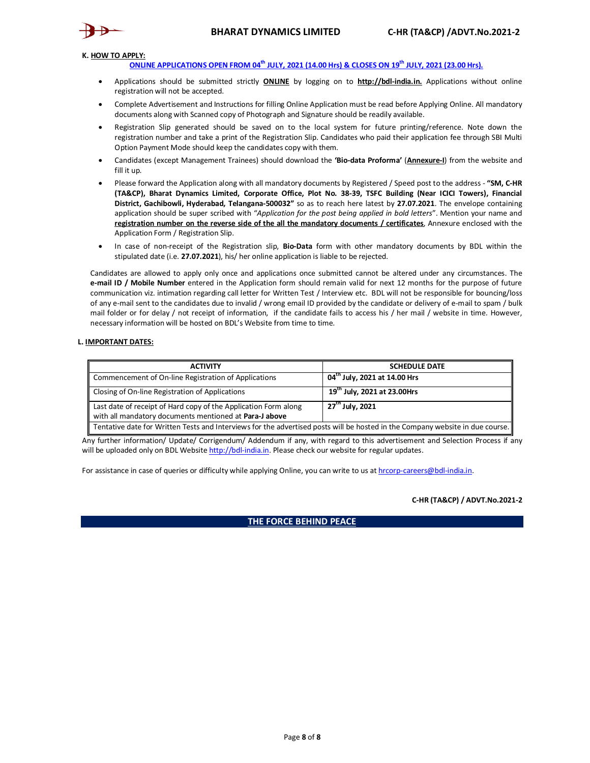**K. HOW TO APPLY:**

**ONLINE APPLICATIONS OPEN FROM 04th JULY, 2021 (14.00 Hrs) & CLOSES ON 19th JULY, 2021 (23.00 Hrs).**

- Applications should be submitted strictly **ONLINE** by logging on to **http://bdl-india.in.** Applications without online registration will not be accepted.
- Complete Advertisement and Instructions for filling Online Application must be read before Applying Online. All mandatory documents along with Scanned copy of Photograph and Signature should be readily available.
- Registration Slip generated should be saved on to the local system for future printing/reference. Note down the registration number and take a print of the Registration Slip. Candidates who paid their application fee through SBI Multi Option Payment Mode should keep the candidates copy with them.
- Candidates (except Management Trainees) should download the **'Bio-data Proforma'** (**Annexure-I**) from the website and fill it up.
- Please forward the Application along with all mandatory documents by Registered / Speed post to the address - **"SM, C-HR (TA&CP), Bharat Dynamics Limited, Corporate Office, Plot No. 38-39, TSFC Building (Near ICICI Towers), Financial District, Gachibowli, Hyderabad, Telangana-500032"** so as to reach here latest by **27.07.2021**. The envelope containing application should be super scribed with "*Application for the post being applied in bold letters*". Mention your name and **registration number on the reverse side of the all the mandatory documents / certificates**, Annexure enclosed with the Application Form / Registration Slip.
- In case of non-receipt of the Registration slip, **Bio-Data** form with other mandatory documents by BDL within the stipulated date (i.e. **27.07.2021**), his/ her online application is liable to be rejected.

Candidates are allowed to apply only once and applications once submitted cannot be altered under any circumstances. The **e-mail ID / Mobile Number** entered in the Application form should remain valid for next 12 months for the purpose of future communication viz. intimation regarding call letter for Written Test / Interview etc. BDL will not be responsible for bouncing/loss of any e-mail sent to the candidates due to invalid / wrong email ID provided by the candidate or delivery of e-mail to spam / bulk mail folder or for delay / not receipt of information, if the candidate fails to access his / her mail / website in time. However, necessary information will be hosted on BDL's Website from time to time.

**L. IMPORTANT DATES:**

| ACTIVITY | SCHEDULE DATE |
|---|---|
| Commencement of On-line Registration of Applications | **04th July, 2021 at 14.00 Hrs** |
| Closing of On-line Registration of Applications | **19th July, 2021 at 23.00Hrs** |
| Last date of receipt of Hard copy of the Application Form along with all mandatory documents mentioned at **Para-J above** | **27th July, 2021** |
| Tentative date for Written Tests and Interviews for the advertised posts will be hosted in the Company website in due course. | |

Any further information/ Update/ Corrigendum/ Addendum if any, with regard to this advertisement and Selection Process if any will be uploaded only on BDL Website http://bdl-india.in. Please check our website for regular updates.

For assistance in case of queries or difficulty while applying Online, you can write to us at hrcorp-careers@bdl-india.in.

**C-HR (TA&CP) / ADVT.No.2021-2**

**THE FORCE BEHIND PEACE**